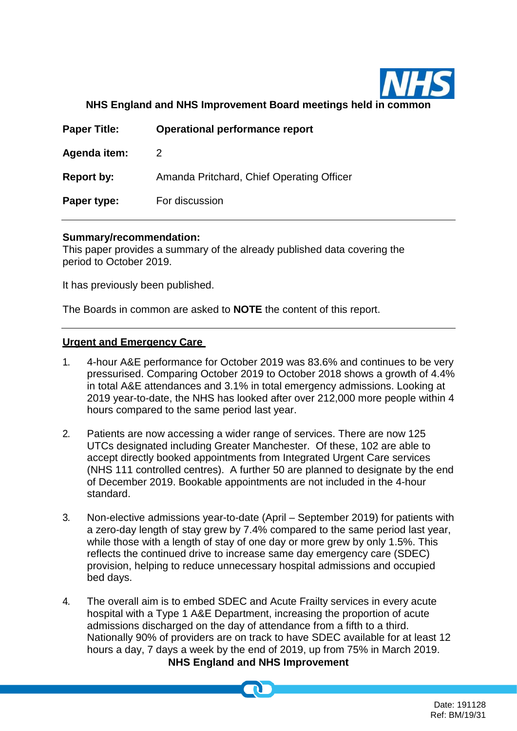**NHS England and NHS Improvement Board meetings held in common**

| | |
|---|---|
| **Paper Title:** | **Operational performance report** |
| **Agenda item:** | 2 |
| **Report by:** | Amanda Pritchard, Chief Operating Officer |
| **Paper type:** | For discussion |

---

**Summary/recommendation:**
This paper provides a summary of the already published data covering the period to October 2019.

It has previously been published.

The Boards in common are asked to **NOTE** the content of this report.

---

## Urgent and Emergency Care

1. 4-hour A&E performance for October 2019 was 83.6% and continues to be very pressurised. Comparing October 2019 to October 2018 shows a growth of 4.4% in total A&E attendances and 3.1% in total emergency admissions. Looking at 2019 year-to-date, the NHS has looked after over 212,000 more people within 4 hours compared to the same period last year.

2. Patients are now accessing a wider range of services. There are now 125 UTCs designated including Greater Manchester. Of these, 102 are able to accept directly booked appointments from Integrated Urgent Care services (NHS 111 controlled centres). A further 50 are planned to designate by the end of December 2019. Bookable appointments are not included in the 4-hour standard.

3. Non-elective admissions year-to-date (April – September 2019) for patients with a zero-day length of stay grew by 7.4% compared to the same period last year, while those with a length of stay of one day or more grew by only 1.5%. This reflects the continued drive to increase same day emergency care (SDEC) provision, helping to reduce unnecessary hospital admissions and occupied bed days.

4. The overall aim is to embed SDEC and Acute Frailty services in every acute hospital with a Type 1 A&E Department, increasing the proportion of acute admissions discharged on the day of attendance from a fifth to a third. Nationally 90% of providers are on track to have SDEC available for at least 12 hours a day, 7 days a week by the end of 2019, up from 75% in March 2019.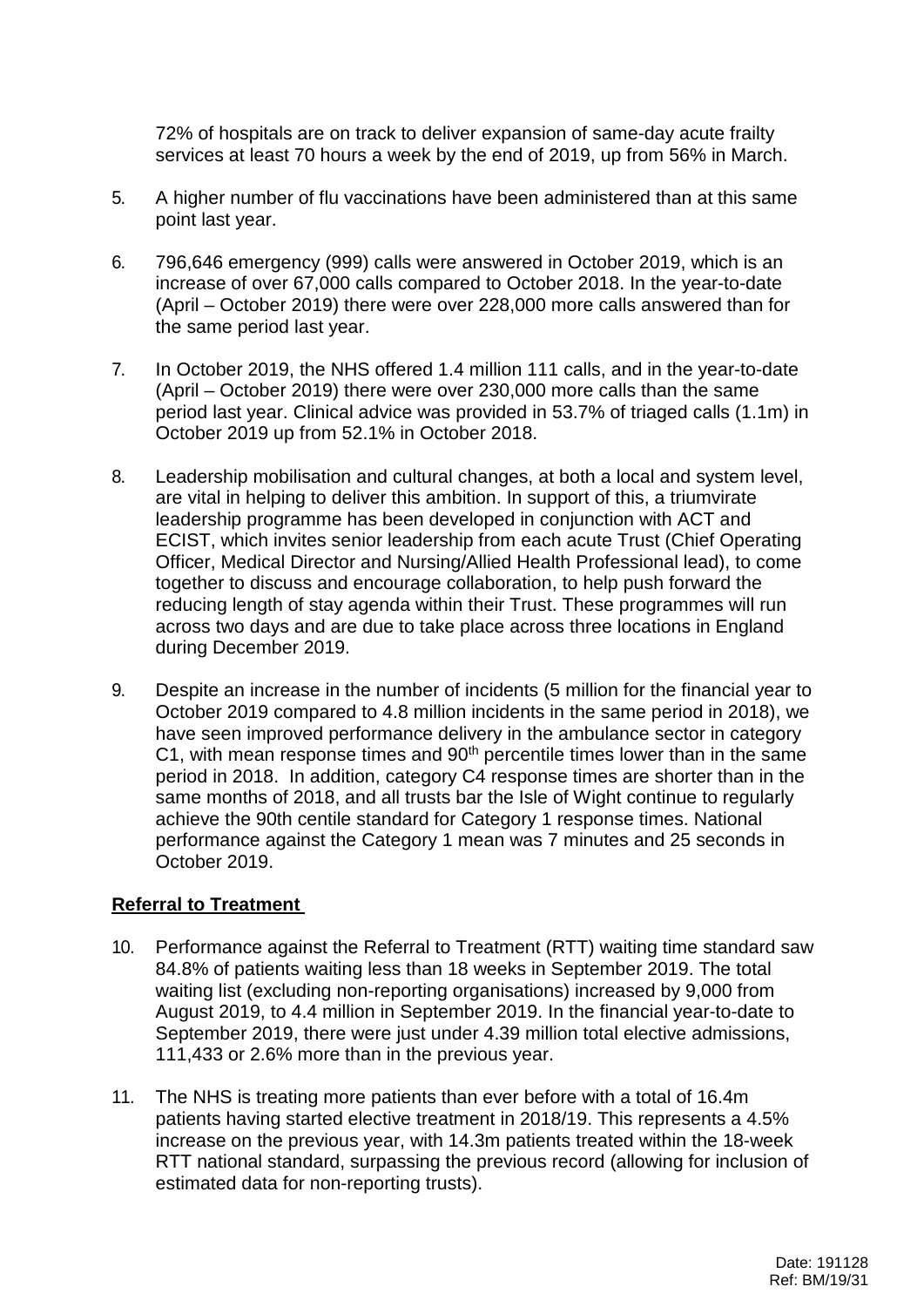72% of hospitals are on track to deliver expansion of same-day acute frailty services at least 70 hours a week by the end of 2019, up from 56% in March.

5. A higher number of flu vaccinations have been administered than at this same point last year.

6. 796,646 emergency (999) calls were answered in October 2019, which is an increase of over 67,000 calls compared to October 2018. In the year-to-date (April – October 2019) there were over 228,000 more calls answered than for the same period last year.

7. In October 2019, the NHS offered 1.4 million 111 calls, and in the year-to-date (April – October 2019) there were over 230,000 more calls than the same period last year. Clinical advice was provided in 53.7% of triaged calls (1.1m) in October 2019 up from 52.1% in October 2018.

8. Leadership mobilisation and cultural changes, at both a local and system level, are vital in helping to deliver this ambition. In support of this, a triumvirate leadership programme has been developed in conjunction with ACT and ECIST, which invites senior leadership from each acute Trust (Chief Operating Officer, Medical Director and Nursing/Allied Health Professional lead), to come together to discuss and encourage collaboration, to help push forward the reducing length of stay agenda within their Trust. These programmes will run across two days and are due to take place across three locations in England during December 2019.

9. Despite an increase in the number of incidents (5 million for the financial year to October 2019 compared to 4.8 million incidents in the same period in 2018), we have seen improved performance delivery in the ambulance sector in category C1, with mean response times and 90th percentile times lower than in the same period in 2018. In addition, category C4 response times are shorter than in the same months of 2018, and all trusts bar the Isle of Wight continue to regularly achieve the 90th centile standard for Category 1 response times. National performance against the Category 1 mean was 7 minutes and 25 seconds in October 2019.

**Referral to Treatment**

10. Performance against the Referral to Treatment (RTT) waiting time standard saw 84.8% of patients waiting less than 18 weeks in September 2019. The total waiting list (excluding non-reporting organisations) increased by 9,000 from August 2019, to 4.4 million in September 2019. In the financial year-to-date to September 2019, there were just under 4.39 million total elective admissions, 111,433 or 2.6% more than in the previous year.

11. The NHS is treating more patients than ever before with a total of 16.4m patients having started elective treatment in 2018/19. This represents a 4.5% increase on the previous year, with 14.3m patients treated within the 18-week RTT national standard, surpassing the previous record (allowing for inclusion of estimated data for non-reporting trusts).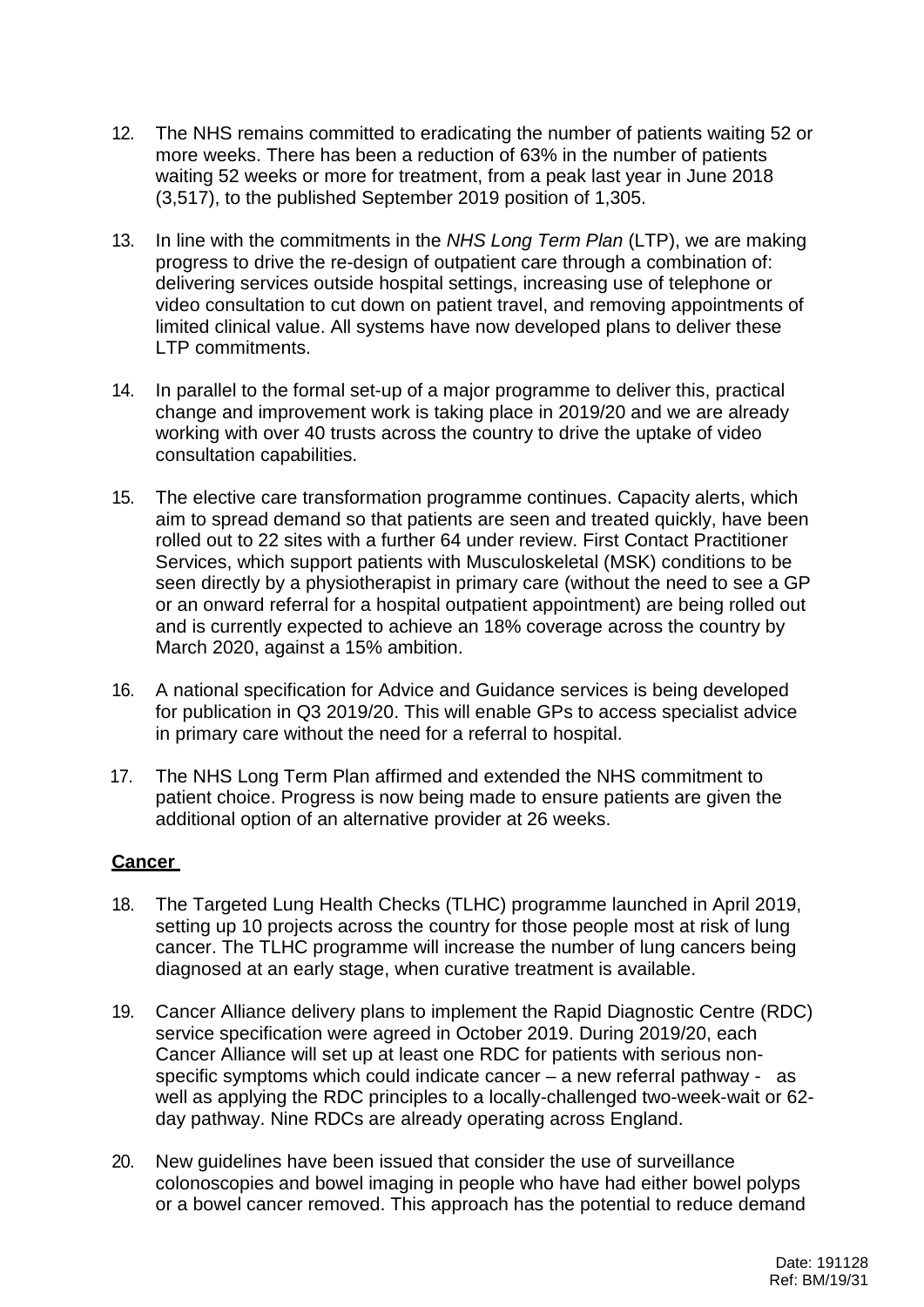12. The NHS remains committed to eradicating the number of patients waiting 52 or more weeks. There has been a reduction of 63% in the number of patients waiting 52 weeks or more for treatment, from a peak last year in June 2018 (3,517), to the published September 2019 position of 1,305.

13. In line with the commitments in the *NHS Long Term Plan* (LTP), we are making progress to drive the re-design of outpatient care through a combination of: delivering services outside hospital settings, increasing use of telephone or video consultation to cut down on patient travel, and removing appointments of limited clinical value. All systems have now developed plans to deliver these LTP commitments.

14. In parallel to the formal set-up of a major programme to deliver this, practical change and improvement work is taking place in 2019/20 and we are already working with over 40 trusts across the country to drive the uptake of video consultation capabilities.

15. The elective care transformation programme continues. Capacity alerts, which aim to spread demand so that patients are seen and treated quickly, have been rolled out to 22 sites with a further 64 under review. First Contact Practitioner Services, which support patients with Musculoskeletal (MSK) conditions to be seen directly by a physiotherapist in primary care (without the need to see a GP or an onward referral for a hospital outpatient appointment) are being rolled out and is currently expected to achieve an 18% coverage across the country by March 2020, against a 15% ambition.

16. A national specification for Advice and Guidance services is being developed for publication in Q3 2019/20. This will enable GPs to access specialist advice in primary care without the need for a referral to hospital.

17. The NHS Long Term Plan affirmed and extended the NHS commitment to patient choice. Progress is now being made to ensure patients are given the additional option of an alternative provider at 26 weeks.

**Cancer**

18. The Targeted Lung Health Checks (TLHC) programme launched in April 2019, setting up 10 projects across the country for those people most at risk of lung cancer. The TLHC programme will increase the number of lung cancers being diagnosed at an early stage, when curative treatment is available.

19. Cancer Alliance delivery plans to implement the Rapid Diagnostic Centre (RDC) service specification were agreed in October 2019. During 2019/20, each Cancer Alliance will set up at least one RDC for patients with serious non-specific symptoms which could indicate cancer – a new referral pathway - as well as applying the RDC principles to a locally-challenged two-week-wait or 62-day pathway. Nine RDCs are already operating across England.

20. New guidelines have been issued that consider the use of surveillance colonoscopies and bowel imaging in people who have had either bowel polyps or a bowel cancer removed. This approach has the potential to reduce demand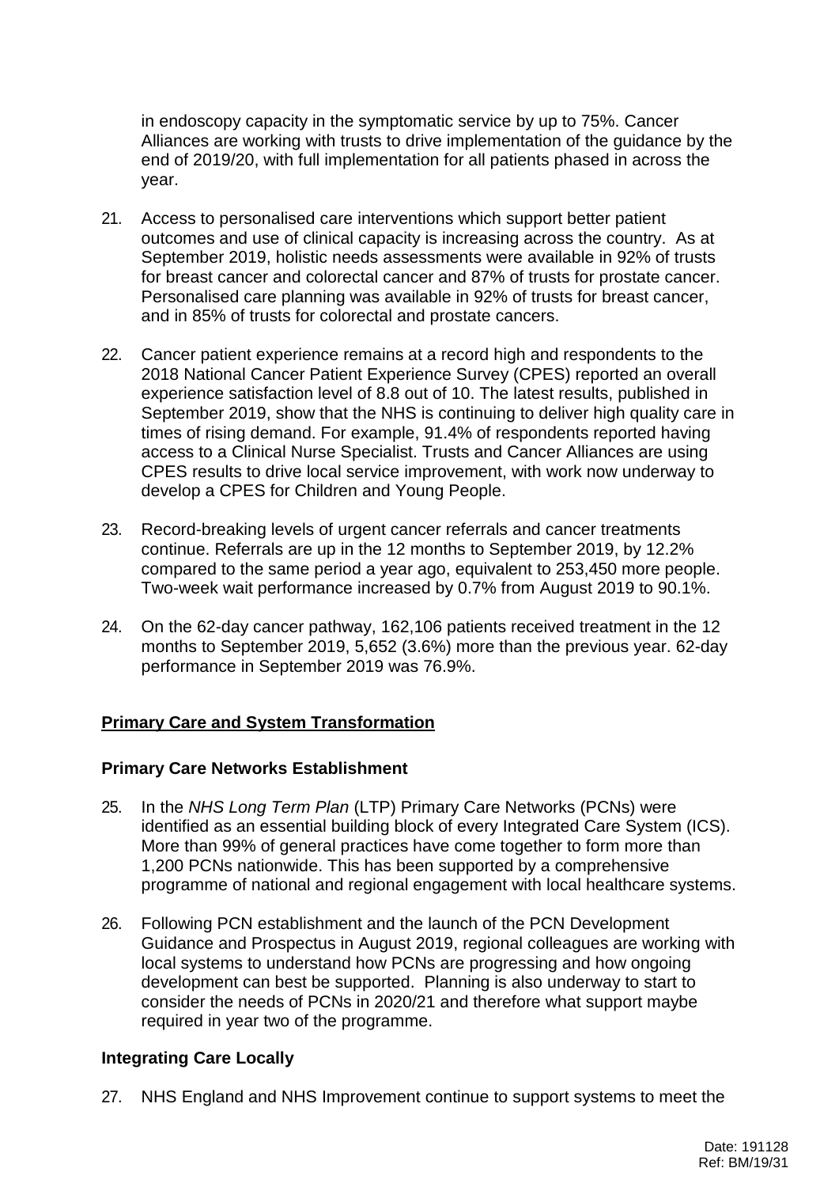in endoscopy capacity in the symptomatic service by up to 75%. Cancer Alliances are working with trusts to drive implementation of the guidance by the end of 2019/20, with full implementation for all patients phased in across the year.

21. Access to personalised care interventions which support better patient outcomes and use of clinical capacity is increasing across the country. As at September 2019, holistic needs assessments were available in 92% of trusts for breast cancer and colorectal cancer and 87% of trusts for prostate cancer. Personalised care planning was available in 92% of trusts for breast cancer, and in 85% of trusts for colorectal and prostate cancers.

22. Cancer patient experience remains at a record high and respondents to the 2018 National Cancer Patient Experience Survey (CPES) reported an overall experience satisfaction level of 8.8 out of 10. The latest results, published in September 2019, show that the NHS is continuing to deliver high quality care in times of rising demand. For example, 91.4% of respondents reported having access to a Clinical Nurse Specialist. Trusts and Cancer Alliances are using CPES results to drive local service improvement, with work now underway to develop a CPES for Children and Young People.

23. Record-breaking levels of urgent cancer referrals and cancer treatments continue. Referrals are up in the 12 months to September 2019, by 12.2% compared to the same period a year ago, equivalent to 253,450 more people. Two-week wait performance increased by 0.7% from August 2019 to 90.1%.

24. On the 62-day cancer pathway, 162,106 patients received treatment in the 12 months to September 2019, 5,652 (3.6%) more than the previous year. 62-day performance in September 2019 was 76.9%.

## Primary Care and System Transformation

### Primary Care Networks Establishment

25. In the *NHS Long Term Plan* (LTP) Primary Care Networks (PCNs) were identified as an essential building block of every Integrated Care System (ICS). More than 99% of general practices have come together to form more than 1,200 PCNs nationwide. This has been supported by a comprehensive programme of national and regional engagement with local healthcare systems.

26. Following PCN establishment and the launch of the PCN Development Guidance and Prospectus in August 2019, regional colleagues are working with local systems to understand how PCNs are progressing and how ongoing development can best be supported. Planning is also underway to start to consider the needs of PCNs in 2020/21 and therefore what support maybe required in year two of the programme.

### Integrating Care Locally

27. NHS England and NHS Improvement continue to support systems to meet the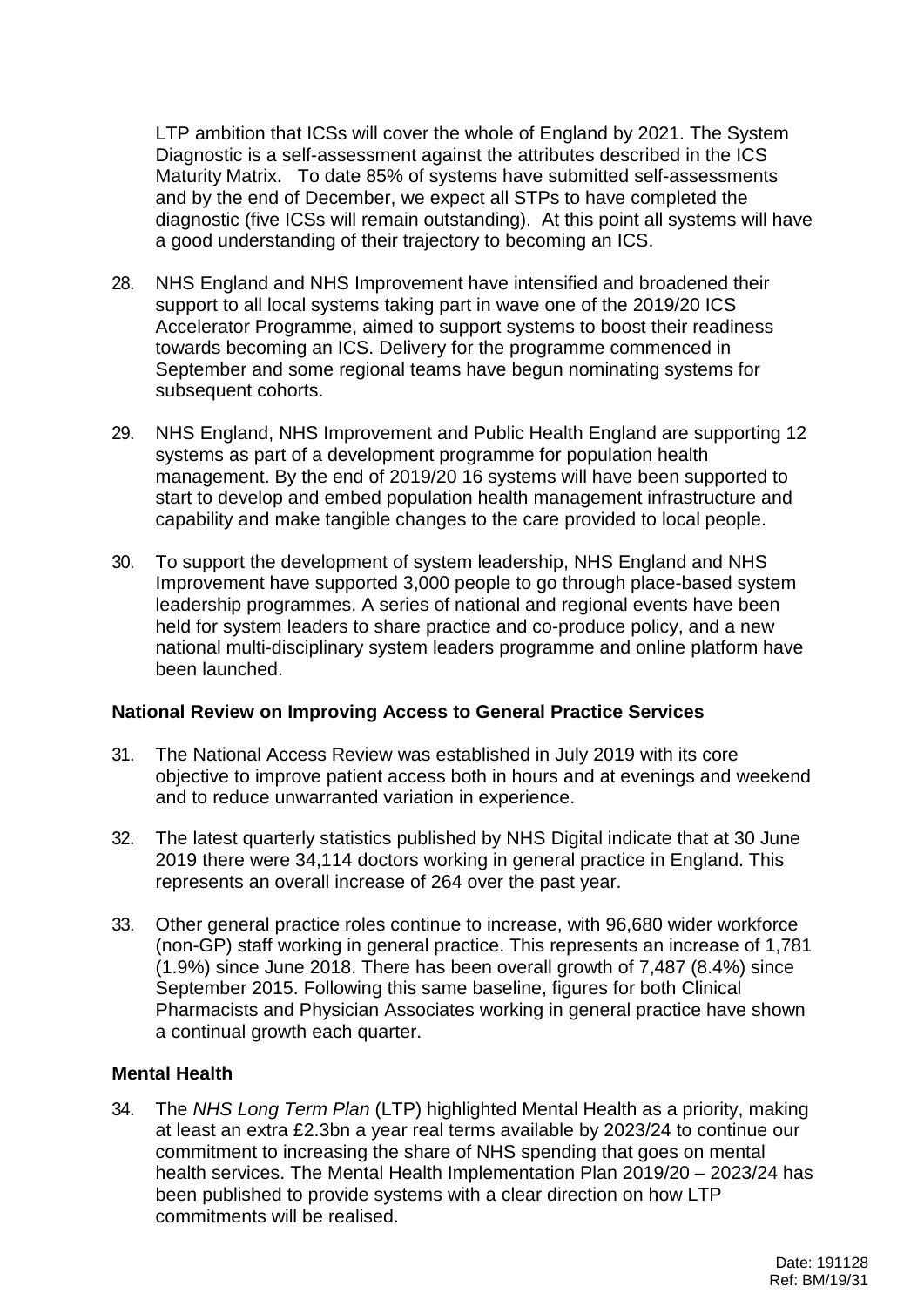LTP ambition that ICSs will cover the whole of England by 2021. The System Diagnostic is a self-assessment against the attributes described in the ICS Maturity Matrix. To date 85% of systems have submitted self-assessments and by the end of December, we expect all STPs to have completed the diagnostic (five ICSs will remain outstanding). At this point all systems will have a good understanding of their trajectory to becoming an ICS.

28. NHS England and NHS Improvement have intensified and broadened their support to all local systems taking part in wave one of the 2019/20 ICS Accelerator Programme, aimed to support systems to boost their readiness towards becoming an ICS. Delivery for the programme commenced in September and some regional teams have begun nominating systems for subsequent cohorts.

29. NHS England, NHS Improvement and Public Health England are supporting 12 systems as part of a development programme for population health management. By the end of 2019/20 16 systems will have been supported to start to develop and embed population health management infrastructure and capability and make tangible changes to the care provided to local people.

30. To support the development of system leadership, NHS England and NHS Improvement have supported 3,000 people to go through place-based system leadership programmes. A series of national and regional events have been held for system leaders to share practice and co-produce policy, and a new national multi-disciplinary system leaders programme and online platform have been launched.

**National Review on Improving Access to General Practice Services**

31. The National Access Review was established in July 2019 with its core objective to improve patient access both in hours and at evenings and weekend and to reduce unwarranted variation in experience.

32. The latest quarterly statistics published by NHS Digital indicate that at 30 June 2019 there were 34,114 doctors working in general practice in England. This represents an overall increase of 264 over the past year.

33. Other general practice roles continue to increase, with 96,680 wider workforce (non-GP) staff working in general practice. This represents an increase of 1,781 (1.9%) since June 2018. There has been overall growth of 7,487 (8.4%) since September 2015. Following this same baseline, figures for both Clinical Pharmacists and Physician Associates working in general practice have shown a continual growth each quarter.

**Mental Health**

34. The *NHS Long Term Plan* (LTP) highlighted Mental Health as a priority, making at least an extra £2.3bn a year real terms available by 2023/24 to continue our commitment to increasing the share of NHS spending that goes on mental health services. The Mental Health Implementation Plan 2019/20 – 2023/24 has been published to provide systems with a clear direction on how LTP commitments will be realised.

Date: 191128
Ref: BM/19/31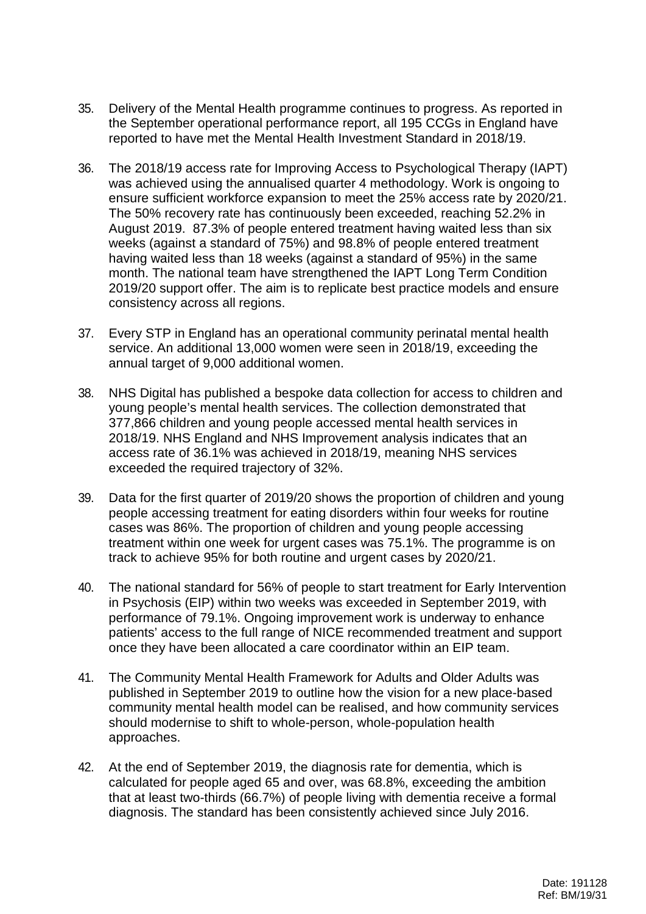35. Delivery of the Mental Health programme continues to progress. As reported in the September operational performance report, all 195 CCGs in England have reported to have met the Mental Health Investment Standard in 2018/19.

36. The 2018/19 access rate for Improving Access to Psychological Therapy (IAPT) was achieved using the annualised quarter 4 methodology. Work is ongoing to ensure sufficient workforce expansion to meet the 25% access rate by 2020/21. The 50% recovery rate has continuously been exceeded, reaching 52.2% in August 2019. 87.3% of people entered treatment having waited less than six weeks (against a standard of 75%) and 98.8% of people entered treatment having waited less than 18 weeks (against a standard of 95%) in the same month. The national team have strengthened the IAPT Long Term Condition 2019/20 support offer. The aim is to replicate best practice models and ensure consistency across all regions.

37. Every STP in England has an operational community perinatal mental health service. An additional 13,000 women were seen in 2018/19, exceeding the annual target of 9,000 additional women.

38. NHS Digital has published a bespoke data collection for access to children and young people's mental health services. The collection demonstrated that 377,866 children and young people accessed mental health services in 2018/19. NHS England and NHS Improvement analysis indicates that an access rate of 36.1% was achieved in 2018/19, meaning NHS services exceeded the required trajectory of 32%.

39. Data for the first quarter of 2019/20 shows the proportion of children and young people accessing treatment for eating disorders within four weeks for routine cases was 86%. The proportion of children and young people accessing treatment within one week for urgent cases was 75.1%. The programme is on track to achieve 95% for both routine and urgent cases by 2020/21.

40. The national standard for 56% of people to start treatment for Early Intervention in Psychosis (EIP) within two weeks was exceeded in September 2019, with performance of 79.1%. Ongoing improvement work is underway to enhance patients' access to the full range of NICE recommended treatment and support once they have been allocated a care coordinator within an EIP team.

41. The Community Mental Health Framework for Adults and Older Adults was published in September 2019 to outline how the vision for a new place-based community mental health model can be realised, and how community services should modernise to shift to whole-person, whole-population health approaches.

42. At the end of September 2019, the diagnosis rate for dementia, which is calculated for people aged 65 and over, was 68.8%, exceeding the ambition that at least two-thirds (66.7%) of people living with dementia receive a formal diagnosis. The standard has been consistently achieved since July 2016.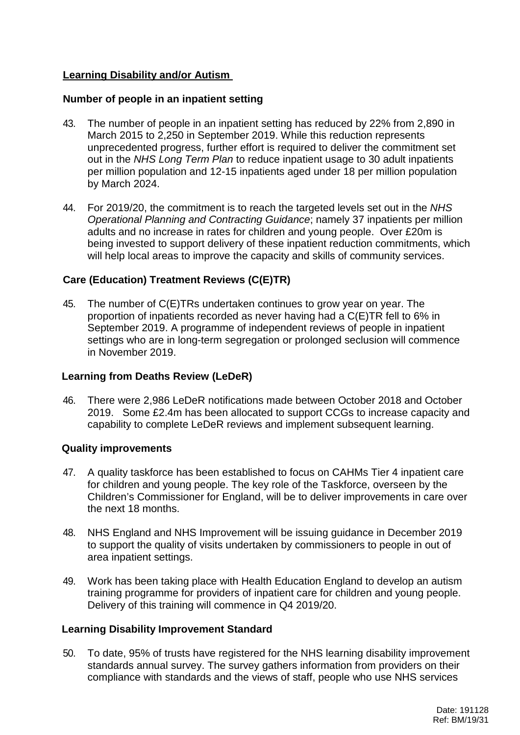## Learning Disability and/or Autism

### Number of people in an inpatient setting

43. The number of people in an inpatient setting has reduced by 22% from 2,890 in March 2015 to 2,250 in September 2019. While this reduction represents unprecedented progress, further effort is required to deliver the commitment set out in the *NHS Long Term Plan* to reduce inpatient usage to 30 adult inpatients per million population and 12-15 inpatients aged under 18 per million population by March 2024.

44. For 2019/20, the commitment is to reach the targeted levels set out in the *NHS Operational Planning and Contracting Guidance*; namely 37 inpatients per million adults and no increase in rates for children and young people. Over £20m is being invested to support delivery of these inpatient reduction commitments, which will help local areas to improve the capacity and skills of community services.

### Care (Education) Treatment Reviews (C(E)TR)

45. The number of C(E)TRs undertaken continues to grow year on year. The proportion of inpatients recorded as never having had a C(E)TR fell to 6% in September 2019. A programme of independent reviews of people in inpatient settings who are in long-term segregation or prolonged seclusion will commence in November 2019.

### Learning from Deaths Review (LeDeR)

46. There were 2,986 LeDeR notifications made between October 2018 and October 2019. Some £2.4m has been allocated to support CCGs to increase capacity and capability to complete LeDeR reviews and implement subsequent learning.

### Quality improvements

47. A quality taskforce has been established to focus on CAHMs Tier 4 inpatient care for children and young people. The key role of the Taskforce, overseen by the Children's Commissioner for England, will be to deliver improvements in care over the next 18 months.

48. NHS England and NHS Improvement will be issuing guidance in December 2019 to support the quality of visits undertaken by commissioners to people in out of area inpatient settings.

49. Work has been taking place with Health Education England to develop an autism training programme for providers of inpatient care for children and young people. Delivery of this training will commence in Q4 2019/20.

### Learning Disability Improvement Standard

50. To date, 95% of trusts have registered for the NHS learning disability improvement standards annual survey. The survey gathers information from providers on their compliance with standards and the views of staff, people who use NHS services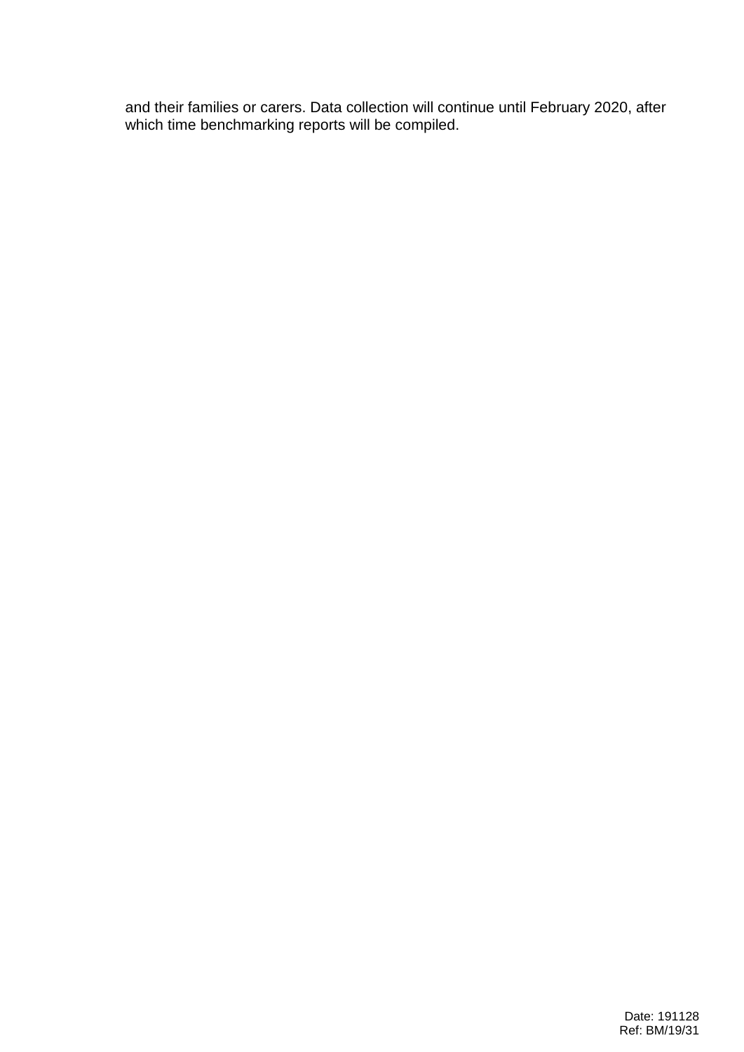and their families or carers. Data collection will continue until February 2020, after which time benchmarking reports will be compiled.

Date: 191128
Ref: BM/19/31